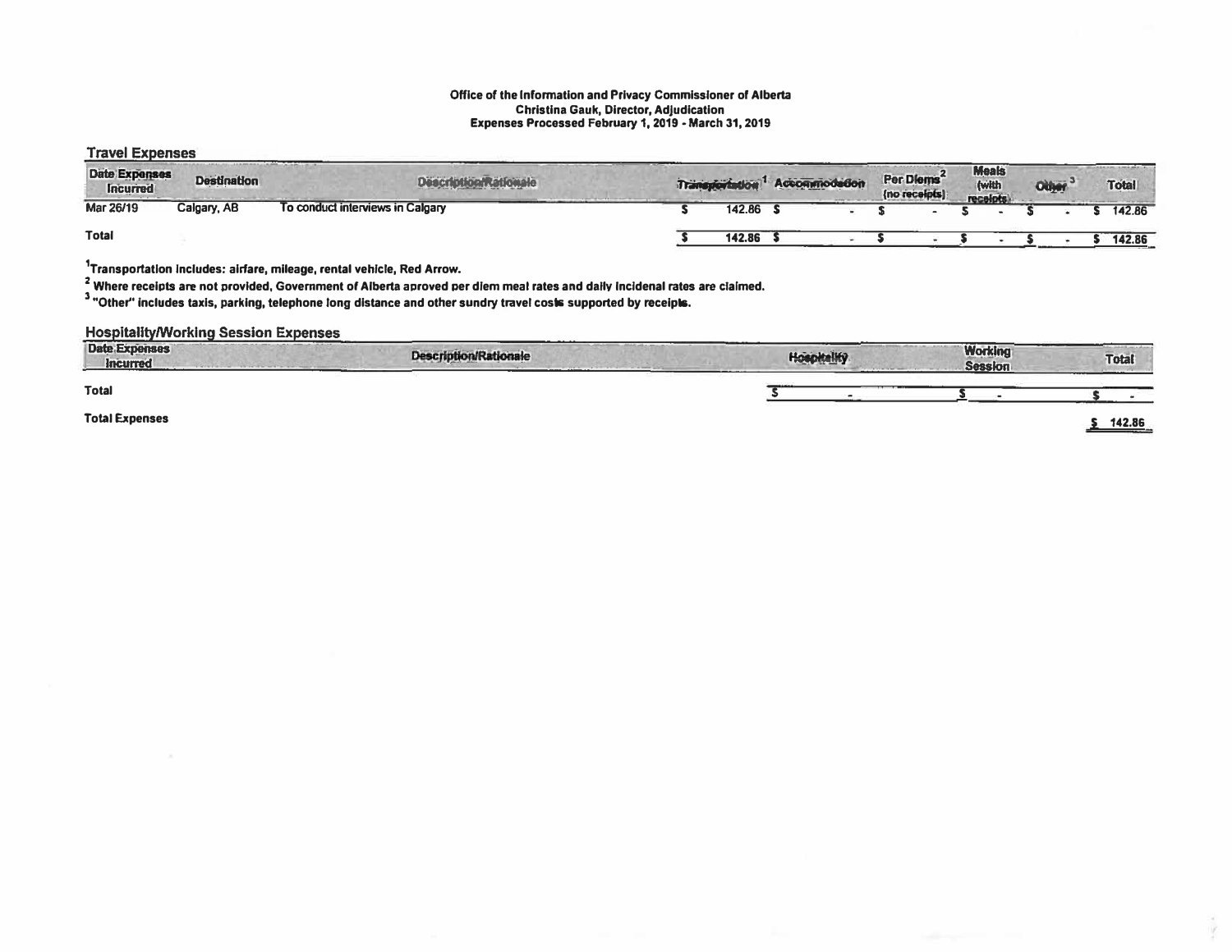**Office of the Information and Privacy Commissioner of Alberta**
**Christina Gauk, Director, Adjudication**
**Expenses Processed February 1, 2019 - March 31, 2019**

## Travel Expenses

| Date Expenses Incurred | Destination | Description/Rationale | Transportation[1] | Accommodation | Per Diems[2] (no receipts) | Meals (with receipts) | Other[3] | Total |
|---|---|---|---|---|---|---|---|---|
| Mar 26/19 | Calgary, AB | To conduct interviews in Calgary | $ 142.86 | $ - | $ - | $ - | $ - | $ 142.86 |
| **Total** | | | $ 142.86 | $ - | $ - | $ - | $ - | $ 142.86 |

[1]Transportation includes: airfare, mileage, rental vehicle, Red Arrow.

[2] Where receipts are not provided, Government of Alberta aproved per diem meal rates and daily incidenal rates are claimed.

[3] "Other" includes taxis, parking, telephone long distance and other sundry travel costs supported by receipts.

## Hospitality/Working Session Expenses

| Date Expenses Incurred | Description/Rationale | Hospitality | Working Session | Total |
|---|---|---|---|---|
| **Total** | | $ - | $ - | $ - |

**Total Expenses** $ 142.86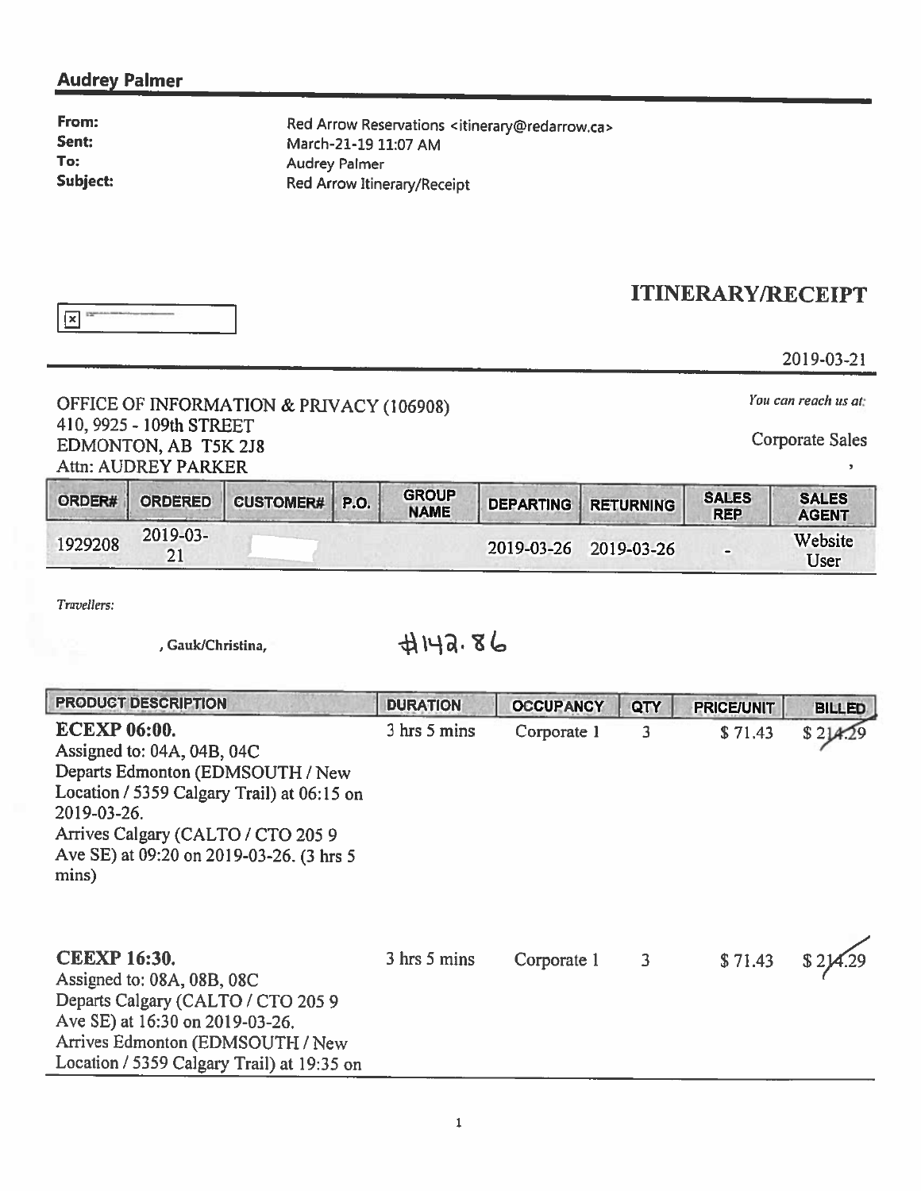## Audrey Palmer

**From:** Red Arrow Reservations <itinerary@redarrow.ca>
**Sent:** March-21-19 11:07 AM
**To:** Audrey Palmer
**Subject:** Red Arrow Itinerary/Receipt

# ITINERARY/RECEIPT

2019-03-21

OFFICE OF INFORMATION & PRIVACY (106908)
410, 9925 - 109th STREET
EDMONTON, AB T5K 2J8
Attn: AUDREY PARKER

*You can reach us at:*

Corporate Sales

,

| ORDER# | ORDERED | CUSTOMER# | P.O. | GROUP NAME | DEPARTING | RETURNING | SALES REP | SALES AGENT |
|---|---|---|---|---|---|---|---|---|
| 1929208 | 2019-03-21 | | | | 2019-03-26 | 2019-03-26 | - | Website User |

*Travellers:*

, Gauk/Christina,

#142.86

| PRODUCT DESCRIPTION | DURATION | OCCUPANCY | QTY | PRICE/UNIT | BILLED |
|---|---|---|---|---|---|
| **ECEXP 06:00.** Assigned to: 04A, 04B, 04C Departs Edmonton (EDMSOUTH / New Location / 5359 Calgary Trail) at 06:15 on 2019-03-26. Arrives Calgary (CALTO / CTO 205 9 Ave SE) at 09:20 on 2019-03-26. (3 hrs 5 mins) | 3 hrs 5 mins | Corporate 1 | 3 | $ 71.43 | $ 214.29 |
| **CEEXP 16:30.** Assigned to: 08A, 08B, 08C Departs Calgary (CALTO / CTO 205 9 Ave SE) at 16:30 on 2019-03-26. Arrives Edmonton (EDMSOUTH / New Location / 5359 Calgary Trail) at 19:35 on | 3 hrs 5 mins | Corporate 1 | 3 | $ 71.43 | $ 214.29 |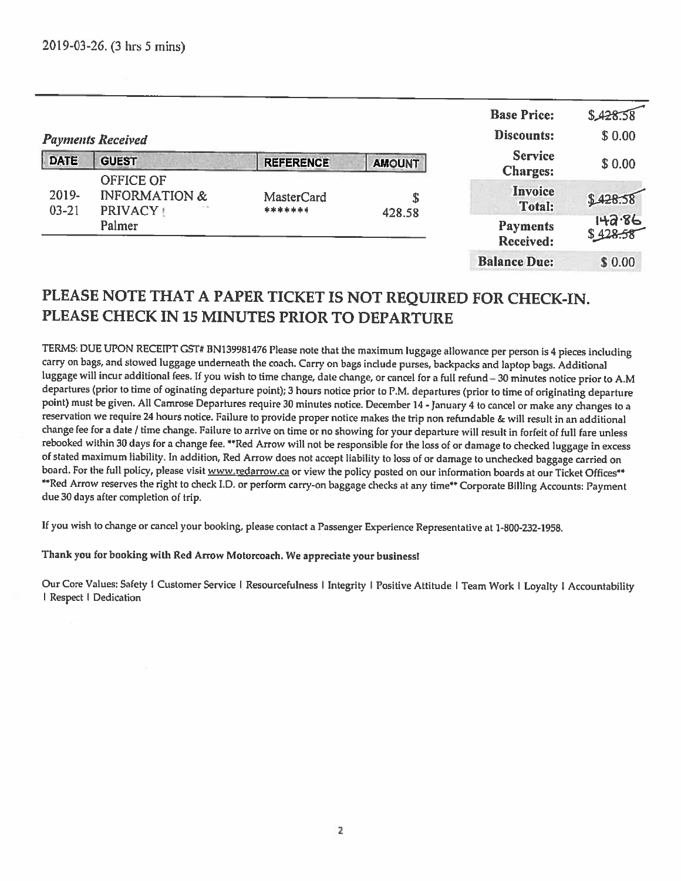2019-03-26. (3 hrs 5 mins)

***Payments Received***

| DATE | GUEST | REFERENCE | AMOUNT |
|---|---|---|---|
| 2019-03-21 | OFFICE OF INFORMATION & PRIVACY Palmer | MasterCard ******* | $ 428.58 |

| | |
|---|---|
| **Base Price:** | ~~$428.58~~ |
| **Discounts:** | $ 0.00 |
| **Service Charges:** | $ 0.00 |
| **Invoice Total:** | ~~$428.58~~ |
| **Payments Received:** | 142.86 ~~$428.58~~ |
| **Balance Due:** | $ 0.00 |

## PLEASE NOTE THAT A PAPER TICKET IS NOT REQUIRED FOR CHECK-IN. PLEASE CHECK IN 15 MINUTES PRIOR TO DEPARTURE

TERMS: DUE UPON RECEIPT GST# BN139981476 Please note that the maximum luggage allowance per person is 4 pieces including carry on bags, and stowed luggage underneath the coach. Carry on bags include purses, backpacks and laptop bags. Additional luggage will incur additional fees. If you wish to time change, date change, or cancel for a full refund – 30 minutes notice prior to A.M departures (prior to time of oginating departure point); 3 hours notice prior to P.M. departures (prior to time of originating departure point) must be given. All Camrose Departures require 30 minutes notice. December 14 - January 4 to cancel or make any changes to a reservation we require 24 hours notice. Failure to provide proper notice makes the trip non refundable & will result in an additional change fee for a date / time change. Failure to arrive on time or no showing for your departure will result in forfeit of full fare unless rebooked within 30 days for a change fee. **Red Arrow will not be responsible for the loss of or damage to checked luggage in excess of stated maximum liability. In addition, Red Arrow does not accept liability to loss of or damage to unchecked baggage carried on board. For the full policy, please visit www.redarrow.ca or view the policy posted on our information boards at our Ticket Offices** **Red Arrow reserves the right to check I.D. or perform carry-on baggage checks at any time** Corporate Billing Accounts: Payment due 30 days after completion of trip.

If you wish to change or cancel your booking, please contact a Passenger Experience Representative at 1-800-232-1958.

**Thank you for booking with Red Arrow Motorcoach. We appreciate your business!**

Our Core Values: Safety | Customer Service | Resourcefulness | Integrity | Positive Attitude | Team Work | Loyalty | Accountability | Respect | Dedication